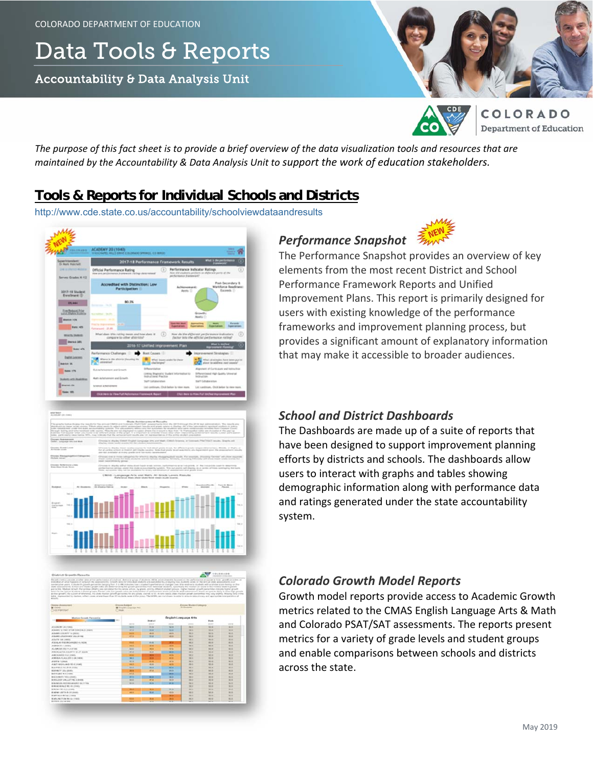COLORADO DEPARTMENT OF EDUCATION

# Data Tools & Reports

## Accountability & Data Analysis Unit

*The purpose of this fact sheet is to provide a brief overview of the data visualization tools and resources that are maintained by the Accountability & Data Analysis Unit to support the work of education stakeholders.*

## Tools & Reports for Individual Schools and Districts

http://www.cde.state.co.us/accountability/schoolviewdataandresults

### *Performance Snapshot* NEW

The Performance Snapshot provides an overview of key elements from the most recent District and School Performance Framework Reports and Unified Improvement Plans. This report is primarily designed for users with existing knowledge of the performance frameworks and improvement planning process, but provides a significant amount of explanatory information that may make it accessible to broader audiences.

### *School and District Dashboards*

The Dashboards are made up of a suite of reports that have been designed to support improvement planning efforts by districts and schools. The dashboards allow users to interact with graphs and tables showing demographic information along with performance data and ratings generated under the state accountability system.

### *Colorado Growth Model Reports*

Growth model reports provide access to Academic Growth metrics related to the CMAS English Language Arts & Math and Colorado PSAT/SAT assessments. The reports present metrics for a variety of grade levels and student groups and enable comparisons between schools and districts across the state.

May 2019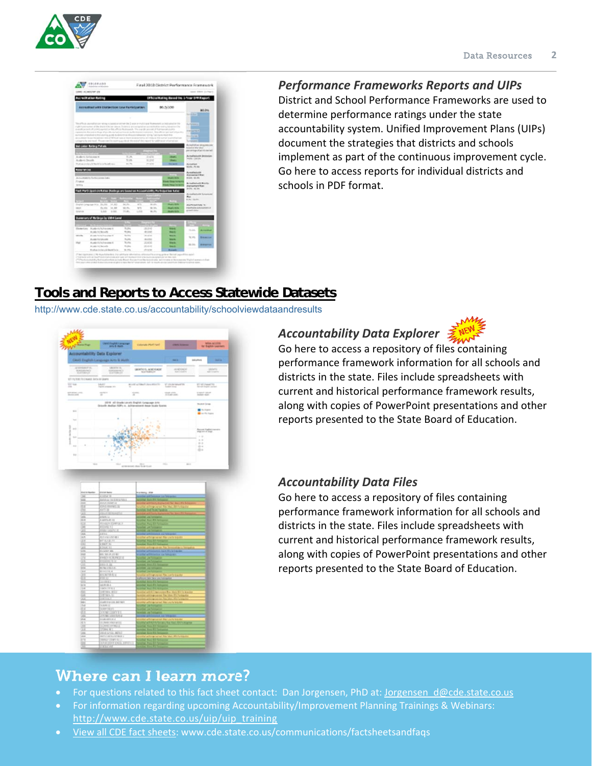### *Performance Frameworks Reports and UIPs*

District and School Performance Frameworks are used to determine performance ratings under the state accountability system. Unified Improvement Plans (UIPs) document the strategies that districts and schools implement as part of the continuous improvement cycle. Go here to access reports for individual districts and schools in PDF format.

## Tools and Reports to Access Statewide Datasets

http://www.cde.state.co.us/accountability/schoolviewdataandresults

### *Accountability Data Explorer* NEW

Go here to access a repository of files containing performance framework information for all schools and districts in the state. Files include spreadsheets with current and historical performance framework results, along with copies of PowerPoint presentations and other reports presented to the State Board of Education.

### *Accountability Data Files*

Go here to access a repository of files containing performance framework information for all schools and districts in the state. Files include spreadsheets with current and historical performance framework results, along with copies of PowerPoint presentations and other reports presented to the State Board of Education.

## Where can I learn more?

- For questions related to this fact sheet contact: Dan Jorgensen, PhD at: Jorgensen_d@cde.state.co.us
- For information regarding upcoming Accountability/Improvement Planning Trainings & Webinars: http://www.cde.state.co.us/uip/uip_training
- View all CDE fact sheets: www.cde.state.co.us/communications/factsheetsandfaqs